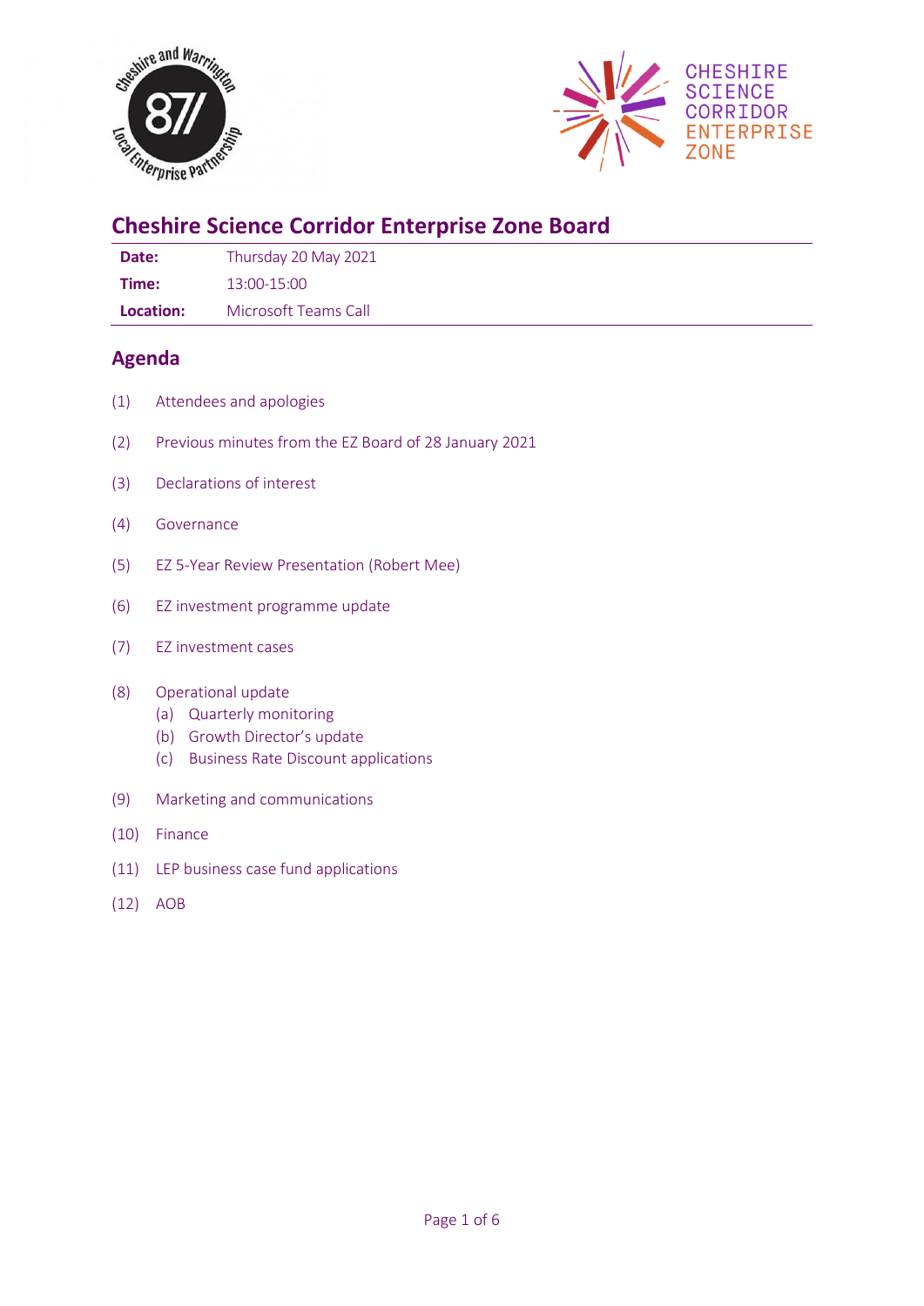# Cheshire Science Corridor Enterprise Zone Board

| | |
|---|---|
| **Date:** | Thursday 20 May 2021 |
| **Time:** | 13:00-15:00 |
| **Location:** | Microsoft Teams Call |

## Agenda

(1) Attendees and apologies

(2) Previous minutes from the EZ Board of 28 January 2021

(3) Declarations of interest

(4) Governance

(5) EZ 5-Year Review Presentation (Robert Mee)

(6) EZ investment programme update

(7) EZ investment cases

(8) Operational update
   (a) Quarterly monitoring
   (b) Growth Director's update
   (c) Business Rate Discount applications

(9) Marketing and communications

(10) Finance

(11) LEP business case fund applications

(12) AOB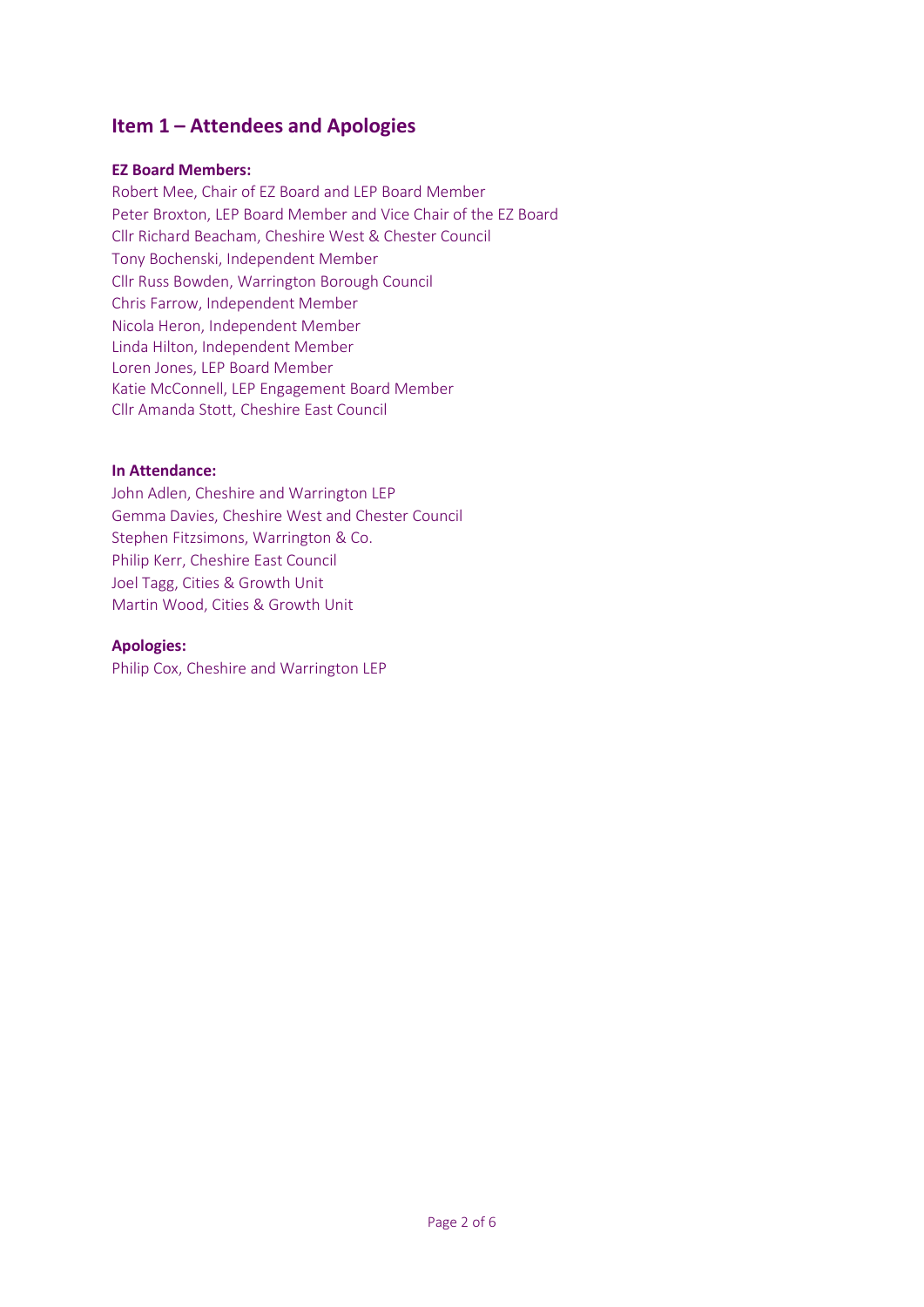## Item 1 – Attendees and Apologies

**EZ Board Members:**

Robert Mee, Chair of EZ Board and LEP Board Member
Peter Broxton, LEP Board Member and Vice Chair of the EZ Board
Cllr Richard Beacham, Cheshire West & Chester Council
Tony Bochenski, Independent Member
Cllr Russ Bowden, Warrington Borough Council
Chris Farrow, Independent Member
Nicola Heron, Independent Member
Linda Hilton, Independent Member
Loren Jones, LEP Board Member
Katie McConnell, LEP Engagement Board Member
Cllr Amanda Stott, Cheshire East Council

**In Attendance:**

John Adlen, Cheshire and Warrington LEP
Gemma Davies, Cheshire West and Chester Council
Stephen Fitzsimons, Warrington & Co.
Philip Kerr, Cheshire East Council
Joel Tagg, Cities & Growth Unit
Martin Wood, Cities & Growth Unit

**Apologies:**

Philip Cox, Cheshire and Warrington LEP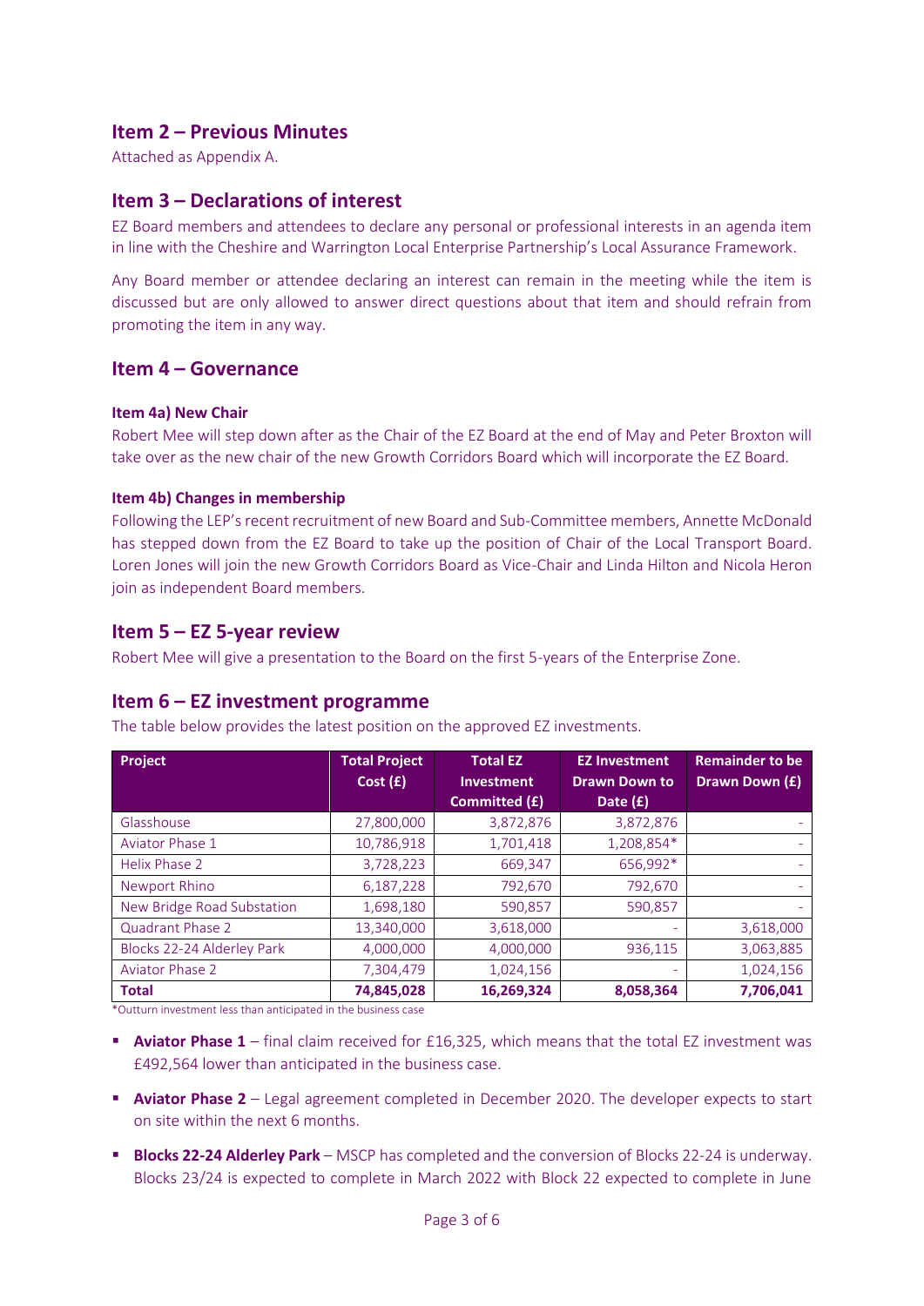## Item 2 – Previous Minutes

Attached as Appendix A.

## Item 3 – Declarations of interest

EZ Board members and attendees to declare any personal or professional interests in an agenda item in line with the Cheshire and Warrington Local Enterprise Partnership's Local Assurance Framework.

Any Board member or attendee declaring an interest can remain in the meeting while the item is discussed but are only allowed to answer direct questions about that item and should refrain from promoting the item in any way.

## Item 4 – Governance

### Item 4a) New Chair

Robert Mee will step down after as the Chair of the EZ Board at the end of May and Peter Broxton will take over as the new chair of the new Growth Corridors Board which will incorporate the EZ Board.

### Item 4b) Changes in membership

Following the LEP's recent recruitment of new Board and Sub-Committee members, Annette McDonald has stepped down from the EZ Board to take up the position of Chair of the Local Transport Board. Loren Jones will join the new Growth Corridors Board as Vice-Chair and Linda Hilton and Nicola Heron join as independent Board members.

## Item 5 – EZ 5-year review

Robert Mee will give a presentation to the Board on the first 5-years of the Enterprise Zone.

## Item 6 – EZ investment programme

The table below provides the latest position on the approved EZ investments.

| Project | Total Project Cost (£) | Total EZ Investment Committed (£) | EZ Investment Drawn Down to Date (£) | Remainder to be Drawn Down (£) |
|---|---|---|---|---|
| Glasshouse | 27,800,000 | 3,872,876 | 3,872,876 | - |
| Aviator Phase 1 | 10,786,918 | 1,701,418 | 1,208,854* | - |
| Helix Phase 2 | 3,728,223 | 669,347 | 656,992* | - |
| Newport Rhino | 6,187,228 | 792,670 | 792,670 | - |
| New Bridge Road Substation | 1,698,180 | 590,857 | 590,857 | - |
| Quadrant Phase 2 | 13,340,000 | 3,618,000 | - | 3,618,000 |
| Blocks 22-24 Alderley Park | 4,000,000 | 4,000,000 | 936,115 | 3,063,885 |
| Aviator Phase 2 | 7,304,479 | 1,024,156 | - | 1,024,156 |
| **Total** | **74,845,028** | **16,269,324** | **8,058,364** | **7,706,041** |

*Outturn investment less than anticipated in the business case

- **Aviator Phase 1** – final claim received for £16,325, which means that the total EZ investment was £492,564 lower than anticipated in the business case.
- **Aviator Phase 2** – Legal agreement completed in December 2020. The developer expects to start on site within the next 6 months.
- **Blocks 22-24 Alderley Park** – MSCP has completed and the conversion of Blocks 22-24 is underway. Blocks 23/24 is expected to complete in March 2022 with Block 22 expected to complete in June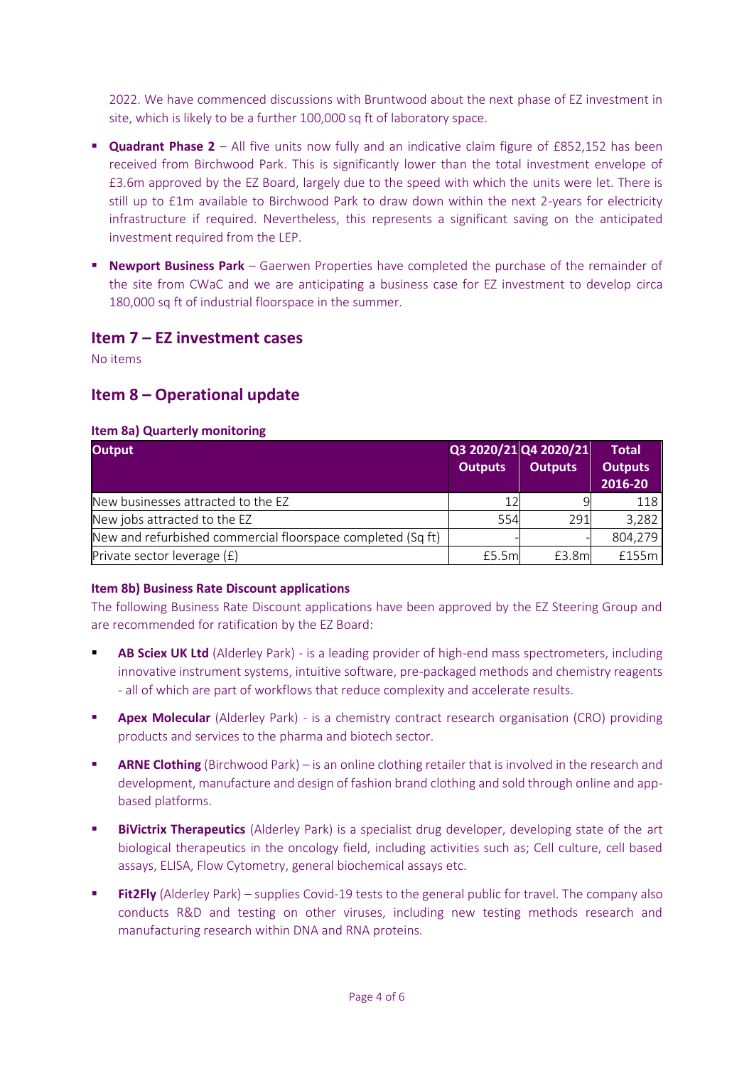2022. We have commenced discussions with Bruntwood about the next phase of EZ investment in site, which is likely to be a further 100,000 sq ft of laboratory space.

- **Quadrant Phase 2** – All five units now fully and an indicative claim figure of £852,152 has been received from Birchwood Park. This is significantly lower than the total investment envelope of £3.6m approved by the EZ Board, largely due to the speed with which the units were let. There is still up to £1m available to Birchwood Park to draw down within the next 2-years for electricity infrastructure if required. Nevertheless, this represents a significant saving on the anticipated investment required from the LEP.

- **Newport Business Park** – Gaerwen Properties have completed the purchase of the remainder of the site from CWaC and we are anticipating a business case for EZ investment to develop circa 180,000 sq ft of industrial floorspace in the summer.

## Item 7 – EZ investment cases

No items

## Item 8 – Operational update

### Item 8a) Quarterly monitoring

| Output | Q3 2020/21 Outputs | Q4 2020/21 Outputs | Total Outputs 2016-20 |
|---|---|---|---|
| New businesses attracted to the EZ | 12 | 9 | 118 |
| New jobs attracted to the EZ | 554 | 291 | 3,282 |
| New and refurbished commercial floorspace completed (Sq ft) | - | - | 804,279 |
| Private sector leverage (£) | £5.5m | £3.8m | £155m |

### Item 8b) Business Rate Discount applications

The following Business Rate Discount applications have been approved by the EZ Steering Group and are recommended for ratification by the EZ Board:

- **AB Sciex UK Ltd** (Alderley Park) - is a leading provider of high-end mass spectrometers, including innovative instrument systems, intuitive software, pre-packaged methods and chemistry reagents - all of which are part of workflows that reduce complexity and accelerate results.

- **Apex Molecular** (Alderley Park) - is a chemistry contract research organisation (CRO) providing products and services to the pharma and biotech sector.

- **ARNE Clothing** (Birchwood Park) – is an online clothing retailer that is involved in the research and development, manufacture and design of fashion brand clothing and sold through online and app-based platforms.

- **BiVictrix Therapeutics** (Alderley Park) is a specialist drug developer, developing state of the art biological therapeutics in the oncology field, including activities such as; Cell culture, cell based assays, ELISA, Flow Cytometry, general biochemical assays etc.

- **Fit2Fly** (Alderley Park) – supplies Covid-19 tests to the general public for travel. The company also conducts R&D and testing on other viruses, including new testing methods research and manufacturing research within DNA and RNA proteins.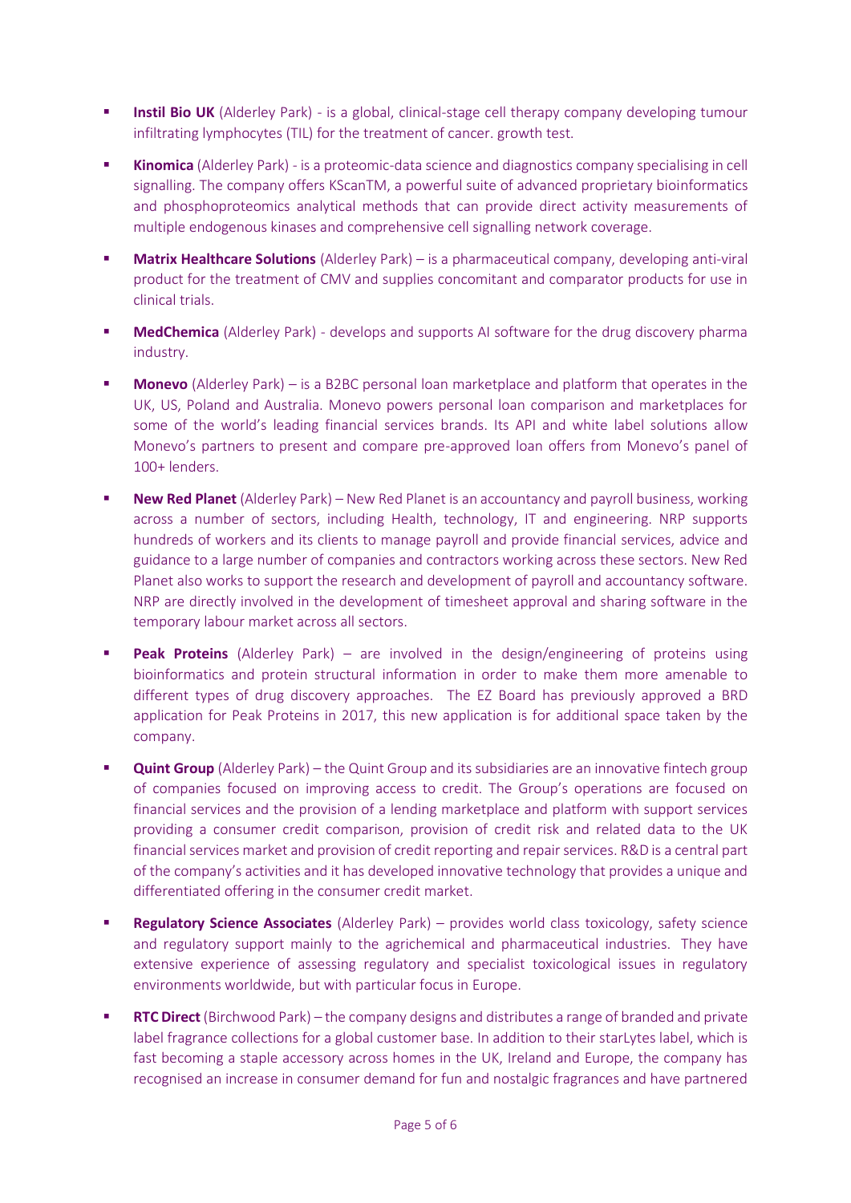- **Instil Bio UK** (Alderley Park) - is a global, clinical-stage cell therapy company developing tumour infiltrating lymphocytes (TIL) for the treatment of cancer. growth test.

- **Kinomica** (Alderley Park) - is a proteomic-data science and diagnostics company specialising in cell signalling. The company offers KScanTM, a powerful suite of advanced proprietary bioinformatics and phosphoproteomics analytical methods that can provide direct activity measurements of multiple endogenous kinases and comprehensive cell signalling network coverage.

- **Matrix Healthcare Solutions** (Alderley Park) – is a pharmaceutical company, developing anti-viral product for the treatment of CMV and supplies concomitant and comparator products for use in clinical trials.

- **MedChemica** (Alderley Park) - develops and supports AI software for the drug discovery pharma industry.

- **Monevo** (Alderley Park) – is a B2BC personal loan marketplace and platform that operates in the UK, US, Poland and Australia. Monevo powers personal loan comparison and marketplaces for some of the world's leading financial services brands. Its API and white label solutions allow Monevo's partners to present and compare pre-approved loan offers from Monevo's panel of 100+ lenders.

- **New Red Planet** (Alderley Park) – New Red Planet is an accountancy and payroll business, working across a number of sectors, including Health, technology, IT and engineering. NRP supports hundreds of workers and its clients to manage payroll and provide financial services, advice and guidance to a large number of companies and contractors working across these sectors. New Red Planet also works to support the research and development of payroll and accountancy software. NRP are directly involved in the development of timesheet approval and sharing software in the temporary labour market across all sectors.

- **Peak Proteins** (Alderley Park) – are involved in the design/engineering of proteins using bioinformatics and protein structural information in order to make them more amenable to different types of drug discovery approaches. The EZ Board has previously approved a BRD application for Peak Proteins in 2017, this new application is for additional space taken by the company.

- **Quint Group** (Alderley Park) – the Quint Group and its subsidiaries are an innovative fintech group of companies focused on improving access to credit. The Group's operations are focused on financial services and the provision of a lending marketplace and platform with support services providing a consumer credit comparison, provision of credit risk and related data to the UK financial services market and provision of credit reporting and repair services. R&D is a central part of the company's activities and it has developed innovative technology that provides a unique and differentiated offering in the consumer credit market.

- **Regulatory Science Associates** (Alderley Park) – provides world class toxicology, safety science and regulatory support mainly to the agrichemical and pharmaceutical industries. They have extensive experience of assessing regulatory and specialist toxicological issues in regulatory environments worldwide, but with particular focus in Europe.

- **RTC Direct** (Birchwood Park) – the company designs and distributes a range of branded and private label fragrance collections for a global customer base. In addition to their starLytes label, which is fast becoming a staple accessory across homes in the UK, Ireland and Europe, the company has recognised an increase in consumer demand for fun and nostalgic fragrances and have partnered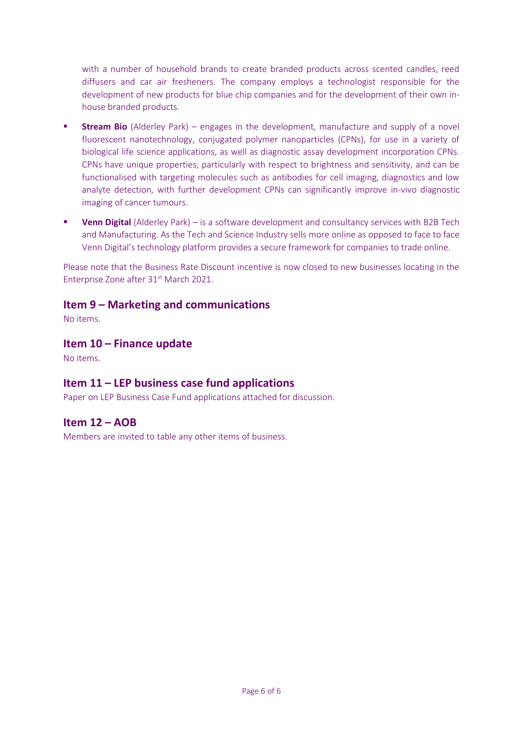with a number of household brands to create branded products across scented candles, reed diffusers and car air fresheners. The company employs a technologist responsible for the development of new products for blue chip companies and for the development of their own in-house branded products.

- **Stream Bio** (Alderley Park) – engages in the development, manufacture and supply of a novel fluorescent nanotechnology, conjugated polymer nanoparticles (CPNs), for use in a variety of biological life science applications, as well as diagnostic assay development incorporation CPNs. CPNs have unique properties, particularly with respect to brightness and sensitivity, and can be functionalised with targeting molecules such as antibodies for cell imaging, diagnostics and low analyte detection, with further development CPNs can significantly improve in-vivo diagnostic imaging of cancer tumours.
- **Venn Digital** (Alderley Park) – is a software development and consultancy services with B2B Tech and Manufacturing. As the Tech and Science Industry sells more online as opposed to face to face Venn Digital's technology platform provides a secure framework for companies to trade online.

Please note that the Business Rate Discount incentive is now closed to new businesses locating in the Enterprise Zone after 31st March 2021.

## Item 9 – Marketing and communications

No items.

## Item 10 – Finance update

No items.

## Item 11 – LEP business case fund applications

Paper on LEP Business Case Fund applications attached for discussion.

## Item 12 – AOB

Members are invited to table any other items of business.